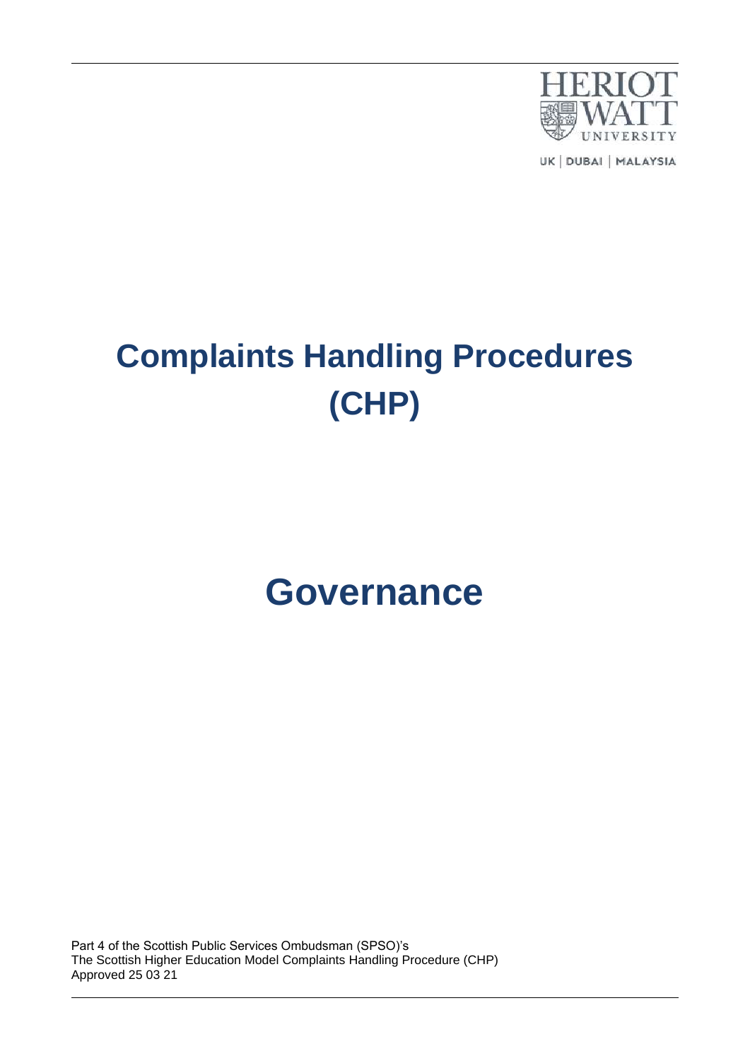HERIOT WATT UNIVERSITY

UK | DUBAI | MALAYSIA

# Complaints Handling Procedures (CHP)

# Governance

Part 4 of the Scottish Public Services Ombudsman (SPSO)'s
The Scottish Higher Education Model Complaints Handling Procedure (CHP)
Approved 25 03 21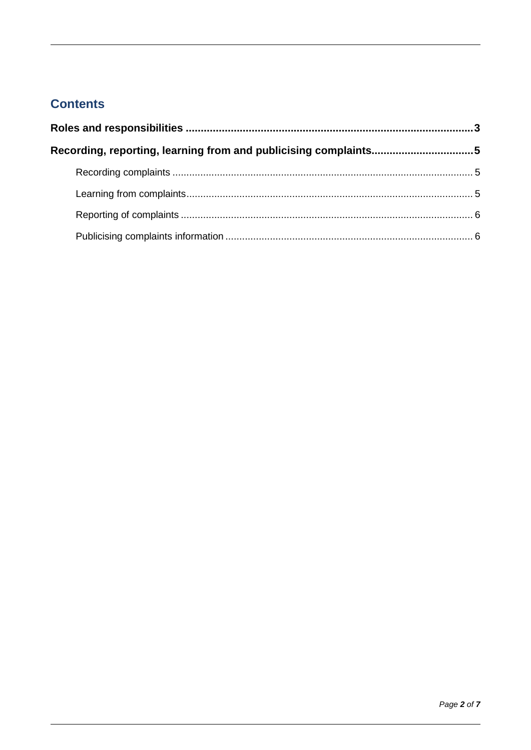## Contents

**Roles and responsibilities** ........ **3**

**Recording, reporting, learning from and publicising complaints** ........ **5**

- Recording complaints ........ 5
- Learning from complaints ........ 5
- Reporting of complaints ........ 6
- Publicising complaints information ........ 6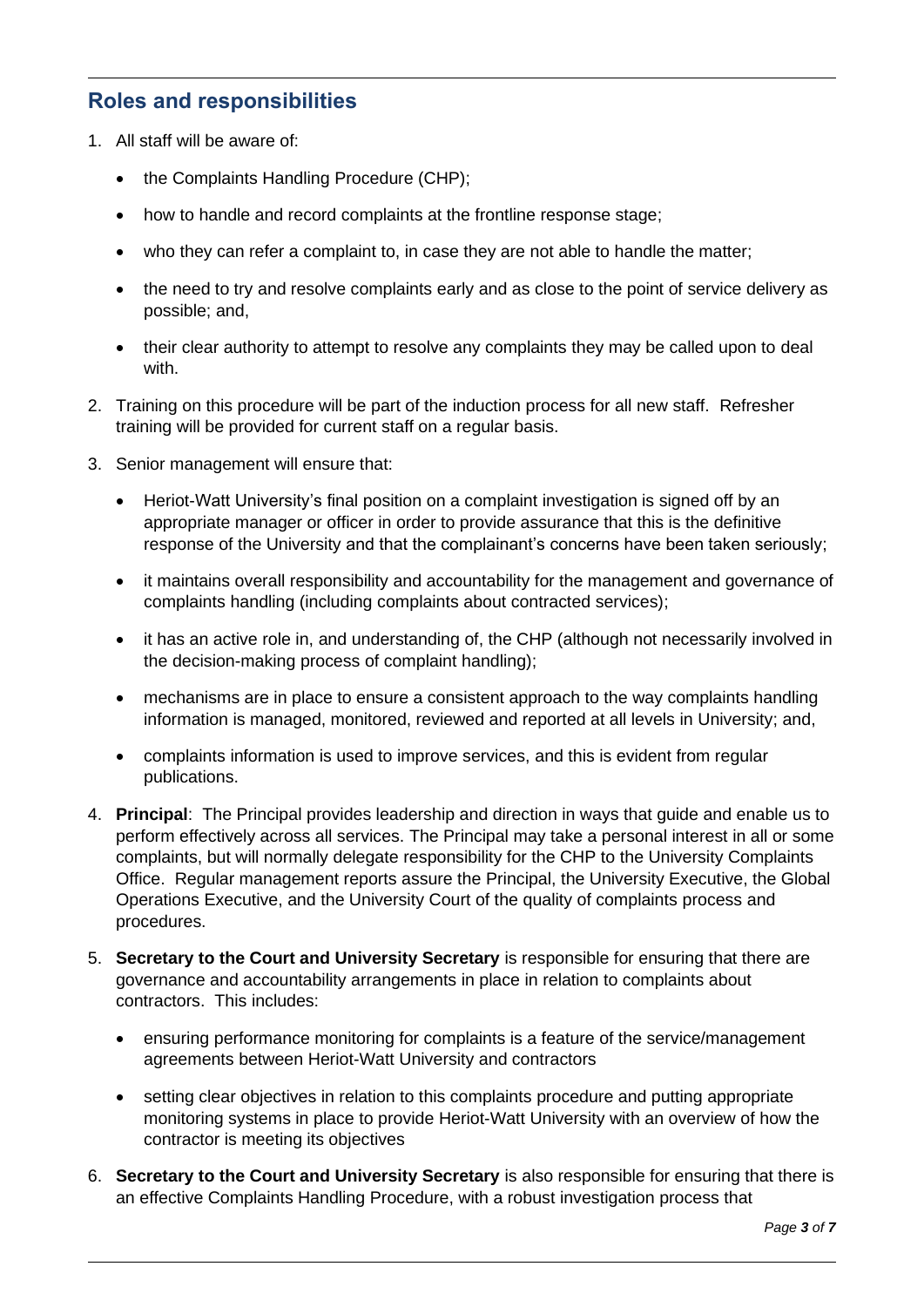## Roles and responsibilities

1. All staff will be aware of:

   - the Complaints Handling Procedure (CHP);
   - how to handle and record complaints at the frontline response stage;
   - who they can refer a complaint to, in case they are not able to handle the matter;
   - the need to try and resolve complaints early and as close to the point of service delivery as possible; and,
   - their clear authority to attempt to resolve any complaints they may be called upon to deal with.

2. Training on this procedure will be part of the induction process for all new staff. Refresher training will be provided for current staff on a regular basis.

3. Senior management will ensure that:

   - Heriot-Watt University's final position on a complaint investigation is signed off by an appropriate manager or officer in order to provide assurance that this is the definitive response of the University and that the complainant's concerns have been taken seriously;
   - it maintains overall responsibility and accountability for the management and governance of complaints handling (including complaints about contracted services);
   - it has an active role in, and understanding of, the CHP (although not necessarily involved in the decision-making process of complaint handling);
   - mechanisms are in place to ensure a consistent approach to the way complaints handling information is managed, monitored, reviewed and reported at all levels in University; and,
   - complaints information is used to improve services, and this is evident from regular publications.

4. **Principal**: The Principal provides leadership and direction in ways that guide and enable us to perform effectively across all services. The Principal may take a personal interest in all or some complaints, but will normally delegate responsibility for the CHP to the University Complaints Office. Regular management reports assure the Principal, the University Executive, the Global Operations Executive, and the University Court of the quality of complaints process and procedures.

5. **Secretary to the Court and University Secretary** is responsible for ensuring that there are governance and accountability arrangements in place in relation to complaints about contractors. This includes:

   - ensuring performance monitoring for complaints is a feature of the service/management agreements between Heriot-Watt University and contractors
   - setting clear objectives in relation to this complaints procedure and putting appropriate monitoring systems in place to provide Heriot-Watt University with an overview of how the contractor is meeting its objectives

6. **Secretary to the Court and University Secretary** is also responsible for ensuring that there is an effective Complaints Handling Procedure, with a robust investigation process that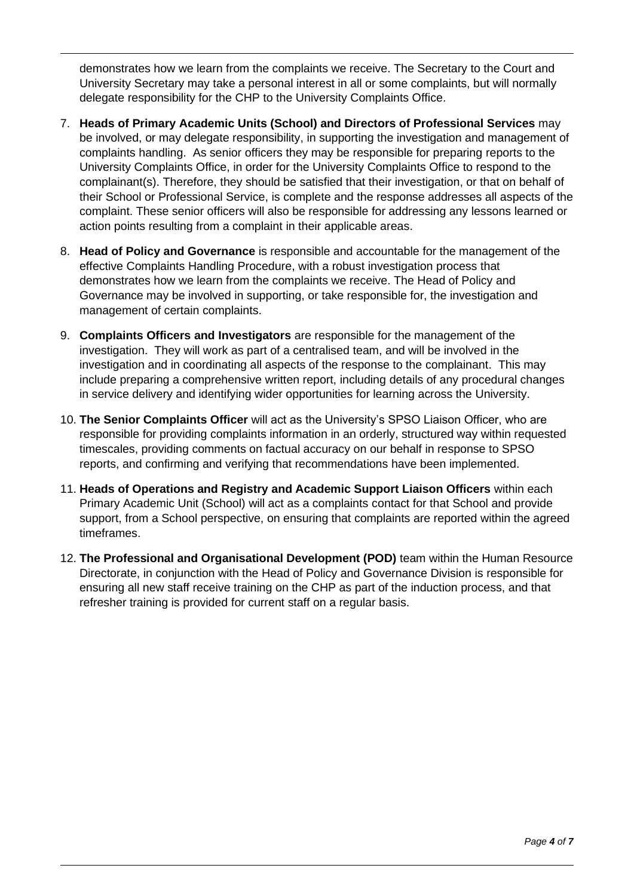demonstrates how we learn from the complaints we receive. The Secretary to the Court and University Secretary may take a personal interest in all or some complaints, but will normally delegate responsibility for the CHP to the University Complaints Office.

7. **Heads of Primary Academic Units (School) and Directors of Professional Services** may be involved, or may delegate responsibility, in supporting the investigation and management of complaints handling. As senior officers they may be responsible for preparing reports to the University Complaints Office, in order for the University Complaints Office to respond to the complainant(s). Therefore, they should be satisfied that their investigation, or that on behalf of their School or Professional Service, is complete and the response addresses all aspects of the complaint. These senior officers will also be responsible for addressing any lessons learned or action points resulting from a complaint in their applicable areas.

8. **Head of Policy and Governance** is responsible and accountable for the management of the effective Complaints Handling Procedure, with a robust investigation process that demonstrates how we learn from the complaints we receive. The Head of Policy and Governance may be involved in supporting, or take responsible for, the investigation and management of certain complaints.

9. **Complaints Officers and Investigators** are responsible for the management of the investigation. They will work as part of a centralised team, and will be involved in the investigation and in coordinating all aspects of the response to the complainant. This may include preparing a comprehensive written report, including details of any procedural changes in service delivery and identifying wider opportunities for learning across the University.

10. **The Senior Complaints Officer** will act as the University's SPSO Liaison Officer, who are responsible for providing complaints information in an orderly, structured way within requested timescales, providing comments on factual accuracy on our behalf in response to SPSO reports, and confirming and verifying that recommendations have been implemented.

11. **Heads of Operations and Registry and Academic Support Liaison Officers** within each Primary Academic Unit (School) will act as a complaints contact for that School and provide support, from a School perspective, on ensuring that complaints are reported within the agreed timeframes.

12. **The Professional and Organisational Development (POD)** team within the Human Resource Directorate, in conjunction with the Head of Policy and Governance Division is responsible for ensuring all new staff receive training on the CHP as part of the induction process, and that refresher training is provided for current staff on a regular basis.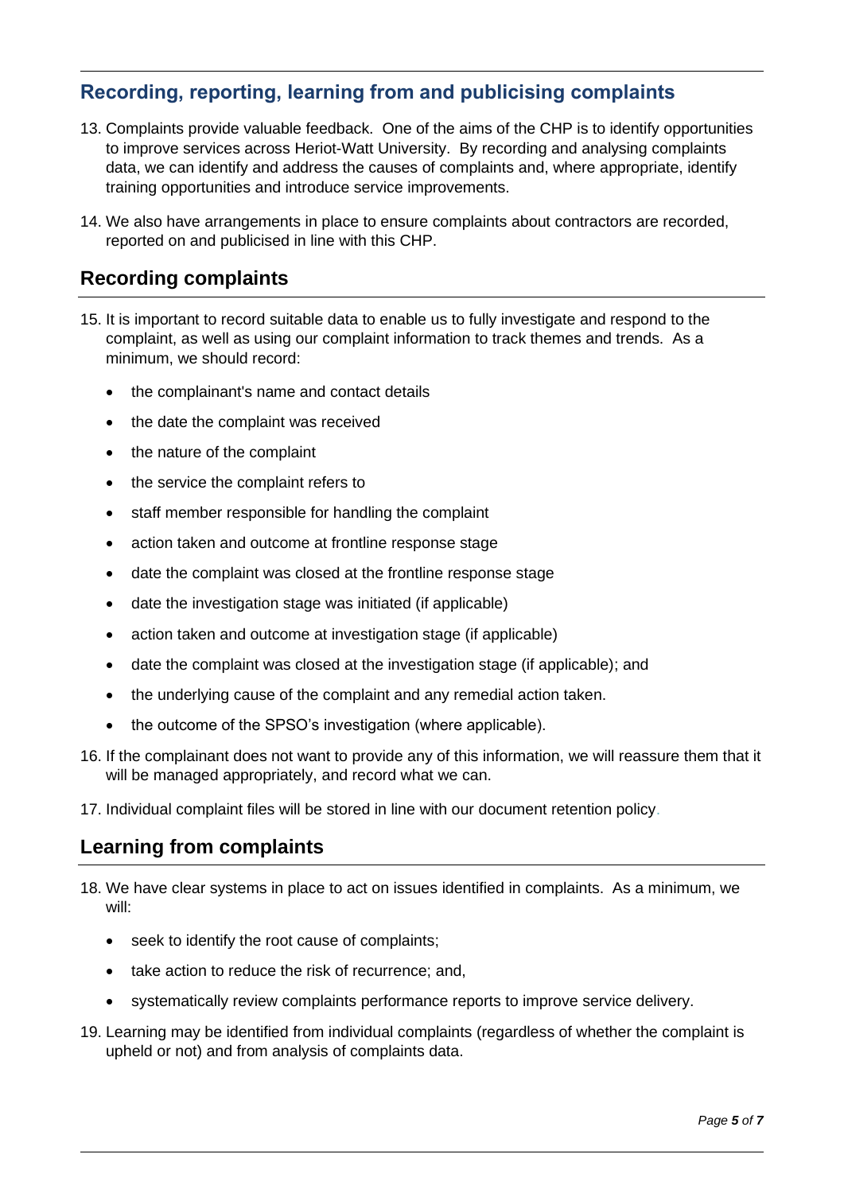## Recording, reporting, learning from and publicising complaints

13. Complaints provide valuable feedback. One of the aims of the CHP is to identify opportunities to improve services across Heriot-Watt University. By recording and analysing complaints data, we can identify and address the causes of complaints and, where appropriate, identify training opportunities and introduce service improvements.

14. We also have arrangements in place to ensure complaints about contractors are recorded, reported on and publicised in line with this CHP.

## Recording complaints

15. It is important to record suitable data to enable us to fully investigate and respond to the complaint, as well as using our complaint information to track themes and trends. As a minimum, we should record:

    - the complainant's name and contact details
    - the date the complaint was received
    - the nature of the complaint
    - the service the complaint refers to
    - staff member responsible for handling the complaint
    - action taken and outcome at frontline response stage
    - date the complaint was closed at the frontline response stage
    - date the investigation stage was initiated (if applicable)
    - action taken and outcome at investigation stage (if applicable)
    - date the complaint was closed at the investigation stage (if applicable); and
    - the underlying cause of the complaint and any remedial action taken.
    - the outcome of the SPSO's investigation (where applicable).

16. If the complainant does not want to provide any of this information, we will reassure them that it will be managed appropriately, and record what we can.

17. Individual complaint files will be stored in line with our document retention policy.

## Learning from complaints

18. We have clear systems in place to act on issues identified in complaints. As a minimum, we will:

    - seek to identify the root cause of complaints;
    - take action to reduce the risk of recurrence; and,
    - systematically review complaints performance reports to improve service delivery.

19. Learning may be identified from individual complaints (regardless of whether the complaint is upheld or not) and from analysis of complaints data.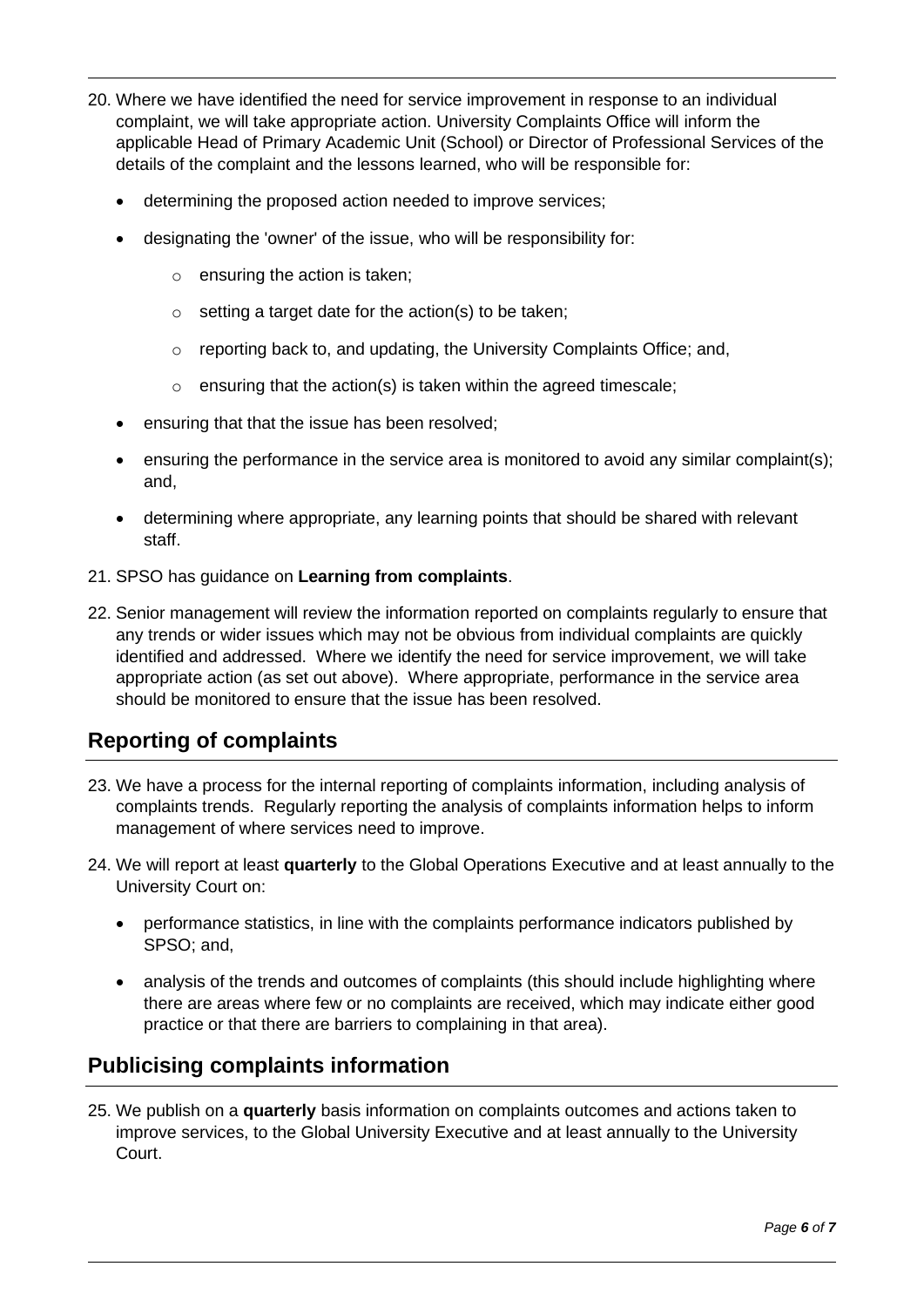20. Where we have identified the need for service improvement in response to an individual complaint, we will take appropriate action. University Complaints Office will inform the applicable Head of Primary Academic Unit (School) or Director of Professional Services of the details of the complaint and the lessons learned, who will be responsible for:

    - determining the proposed action needed to improve services;
    - designating the 'owner' of the issue, who will be responsibility for:
        - ensuring the action is taken;
        - setting a target date for the action(s) to be taken;
        - reporting back to, and updating, the University Complaints Office; and,
        - ensuring that the action(s) is taken within the agreed timescale;
    - ensuring that that the issue has been resolved;
    - ensuring the performance in the service area is monitored to avoid any similar complaint(s); and,
    - determining where appropriate, any learning points that should be shared with relevant staff.

21. SPSO has guidance on **Learning from complaints**.

22. Senior management will review the information reported on complaints regularly to ensure that any trends or wider issues which may not be obvious from individual complaints are quickly identified and addressed. Where we identify the need for service improvement, we will take appropriate action (as set out above). Where appropriate, performance in the service area should be monitored to ensure that the issue has been resolved.

## Reporting of complaints

23. We have a process for the internal reporting of complaints information, including analysis of complaints trends. Regularly reporting the analysis of complaints information helps to inform management of where services need to improve.

24. We will report at least **quarterly** to the Global Operations Executive and at least annually to the University Court on:

    - performance statistics, in line with the complaints performance indicators published by SPSO; and,
    - analysis of the trends and outcomes of complaints (this should include highlighting where there are areas where few or no complaints are received, which may indicate either good practice or that there are barriers to complaining in that area).

## Publicising complaints information

25. We publish on a **quarterly** basis information on complaints outcomes and actions taken to improve services, to the Global University Executive and at least annually to the University Court.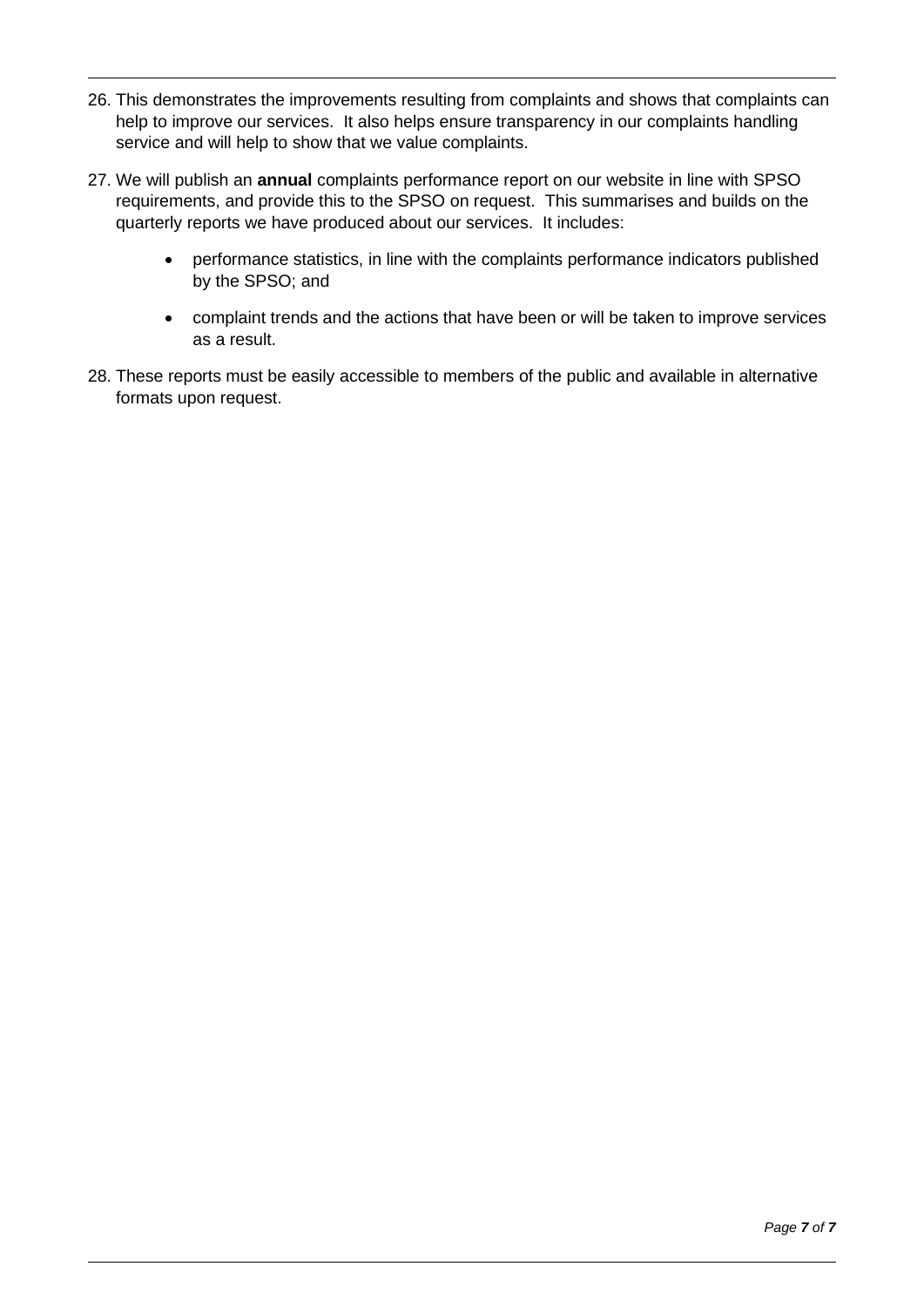26. This demonstrates the improvements resulting from complaints and shows that complaints can help to improve our services. It also helps ensure transparency in our complaints handling service and will help to show that we value complaints.

27. We will publish an **annual** complaints performance report on our website in line with SPSO requirements, and provide this to the SPSO on request. This summarises and builds on the quarterly reports we have produced about our services. It includes:

    - performance statistics, in line with the complaints performance indicators published by the SPSO; and

    - complaint trends and the actions that have been or will be taken to improve services as a result.

28. These reports must be easily accessible to members of the public and available in alternative formats upon request.